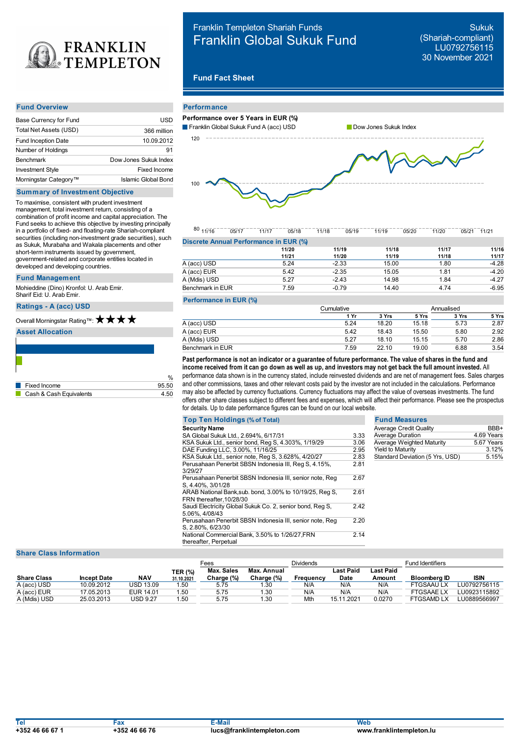# Franklin Templeton Shariah Funds
# Franklin Global Sukuk Fund

Sukuk (Shariah-compliant)
LU0792756115
30 November 2021

**Fund Fact Sheet**

## Fund Overview

| | |
|---|---|
| Base Currency for Fund | USD |
| Total Net Assets (USD) | 366 million |
| Fund Inception Date | 10.09.2012 |
| Number of Holdings | 91 |
| Benchmark | Dow Jones Sukuk Index |
| Investment Style | Fixed Income |
| Morningstar Category™ | Islamic Global Bond |

## Summary of Investment Objective

To maximise, consistent with prudent investment management, total investment return, consisting of a combination of profit income and capital appreciation. The Fund seeks to achieve this objective by investing principally in a portfolio of fixed- and floating-rate Shariah-compliant securities (including non-investment grade securities), such as Sukuk, Murabaha and Wakala placements and other short-term instruments issued by government, government-related and corporate entities located in developed and developing countries.

## Fund Management

Mohieddine (Dino) Kronfol: U. Arab Emir.
Sharif Eid: U. Arab Emir.

## Ratings - A (acc) USD

Overall Morningstar Rating™: ★★★★

## Asset Allocation

| | % |
|---|---|
| Fixed Income | 95.50 |
| Cash & Cash Equivalents | 4.50 |

## Performance

**Performance over 5 Years in EUR (%)**

Franklin Global Sukuk Fund A (acc) USD — Dow Jones Sukuk Index

### Discrete Annual Performance in EUR (%)

| | 11/20 11/21 | 11/19 11/20 | 11/18 11/19 | 11/17 11/18 | 11/16 11/17 |
|---|---|---|---|---|---|
| A (acc) USD | 5.24 | -2.33 | 15.00 | 1.80 | -4.28 |
| A (acc) EUR | 5.42 | -2.35 | 15.05 | 1.81 | -4.20 |
| A (Mdis) USD | 5.27 | -2.43 | 14.98 | 1.84 | -4.27 |
| Benchmark in EUR | 7.59 | -0.79 | 14.40 | 4.74 | -6.95 |

### Performance in EUR (%)

| | Cumulative | | | Annualised | |
|---|---|---|---|---|---|
| | 1 Yr | 3 Yrs | 5 Yrs | 3 Yrs | 5 Yrs |
| A (acc) USD | 5.24 | 18.20 | 15.18 | 5.73 | 2.87 |
| A (acc) EUR | 5.42 | 18.43 | 15.50 | 5.80 | 2.92 |
| A (Mdis) USD | 5.27 | 18.10 | 15.15 | 5.70 | 2.86 |
| Benchmark in EUR | 7.59 | 22.10 | 19.00 | 6.88 | 3.54 |

**Past performance is not an indicator or a guarantee of future performance. The value of shares in the fund and income received from it can go down as well as up, and investors may not get back the full amount invested.** All performance data shown is in the currency stated, include reinvested dividends and are net of management fees. Sales charges and other commissions, taxes and other relevant costs paid by the investor are not included in the calculations. Performance may also be affected by currency fluctuations. Currency fluctuations may affect the value of overseas investments. The fund offers other share classes subject to different fees and expenses, which will affect their performance. Please see the prospectus for details. Up to date performance figures can be found on our local website.

## Top Ten Holdings (% of Total)

| Security Name | |
|---|---|
| SA Global Sukuk Ltd., 2.694%, 6/17/31 | 3.33 |
| KSA Sukuk Ltd., senior bond, Reg S, 4.303%, 1/19/29 | 3.06 |
| DAE Funding LLC, 3.00%, 11/16/25 | 2.95 |
| KSA Sukuk Ltd., senior note, Reg S, 3.628%, 4/20/27 | 2.83 |
| Perusahaan Penerbit SBSN Indonesia III, Reg S, 4.15%, 3/29/27 | 2.81 |
| Perusahaan Penerbit SBSN Indonesia III, senior note, Reg S, 4.40%, 3/01/28 | 2.67 |
| ARAB National Bank,sub. bond, 3.00% to 10/19/25, Reg S, FRN thereafter,10/28/30 | 2.61 |
| Saudi Electricity Global Sukuk Co. 2, senior bond, Reg S, 5.06%, 4/08/43 | 2.42 |
| Perusahaan Penerbit SBSN Indonesia III, senior note, Reg S, 2.80%, 6/23/30 | 2.20 |
| National Commercial Bank, 3.50% to 1/26/27,FRN thereafter, Perpetual | 2.14 |

## Fund Measures

| | |
|---|---|
| Average Credit Quality | BBB+ |
| Average Duration | 4.69 Years |
| Average Weighted Maturity | 5.67 Years |
| Yield to Maturity | 3.12% |
| Standard Deviation (5 Yrs, USD) | 5.15% |

## Share Class Information

| | | | | Fees | | Dividends | | | Fund Identifiers | |
|---|---|---|---|---|---|---|---|---|---|---|
| Share Class | Incept Date | NAV | TER (%) 31.10.2021 | Max. Sales Charge (%) | Max. Annual Charge (%) | Frequency | Last Paid Date | Last Paid Amount | Bloomberg ID | ISIN |
| A (acc) USD | 10.09.2012 | USD 13.09 | 1.50 | 5.75 | 1.30 | N/A | N/A | N/A | FTGSAAU LX | LU0792756115 |
| A (acc) EUR | 17.05.2013 | EUR 14.01 | 1.50 | 5.75 | 1.30 | N/A | N/A | N/A | FTGSAAE LX | LU0923115892 |
| A (Mdis) USD | 25.03.2013 | USD 9.27 | 1.50 | 5.75 | 1.30 | Mth | 15.11.2021 | 0.0270 | FTGSAMD LX | LU0889566997 |

| Tel | Fax | E-Mail | Web |
|---|---|---|---|
| +352 46 66 67 1 | +352 46 66 76 | lucs@franklintempleton.com | www.franklintempleton.lu |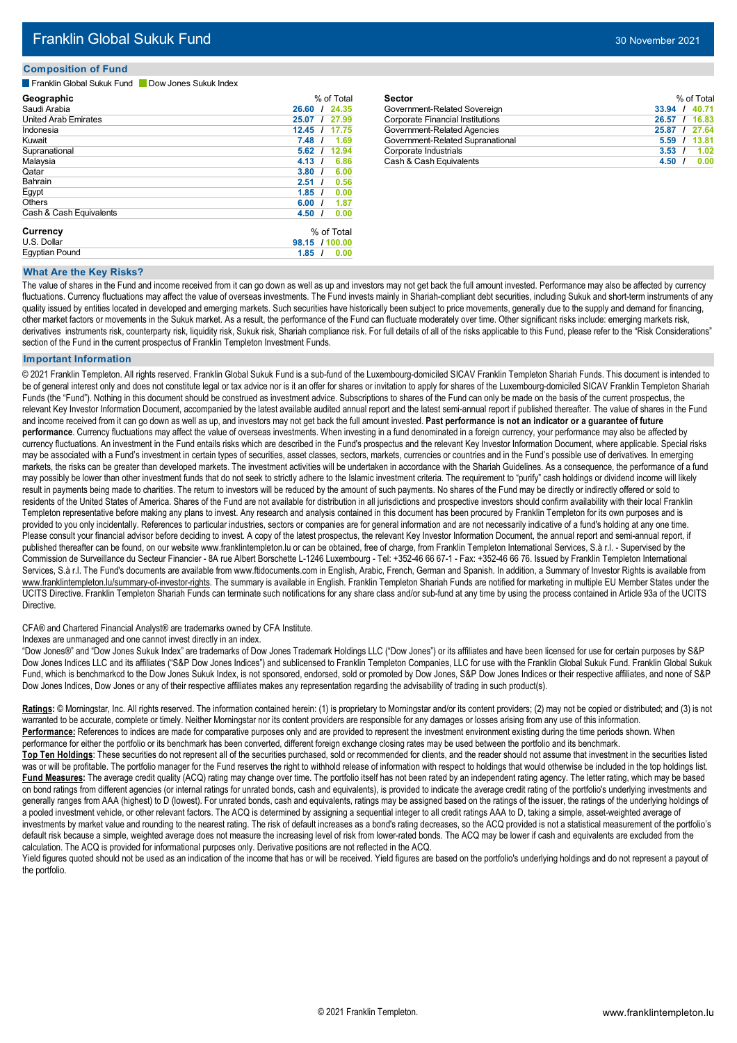## Composition of Fund

Franklin Global Sukuk Fund / Dow Jones Sukuk Index

| Geographic | % of Total |
|---|---|
| Saudi Arabia | 26.60 / 24.35 |
| United Arab Emirates | 25.07 / 27.99 |
| Indonesia | 12.45 / 17.75 |
| Kuwait | 7.48 / 1.69 |
| Supranational | 5.62 / 12.94 |
| Malaysia | 4.13 / 6.86 |
| Qatar | 3.80 / 6.00 |
| Bahrain | 2.51 / 0.56 |
| Egypt | 1.85 / 0.00 |
| Others | 6.00 / 1.87 |
| Cash & Cash Equivalents | 4.50 / 0.00 |

| Currency | % of Total |
|---|---|
| U.S. Dollar | 98.15 / 100.00 |
| Egyptian Pound | 1.85 / 0.00 |

| Sector | % of Total |
|---|---|
| Government-Related Sovereign | 33.94 / 40.71 |
| Corporate Financial Institutions | 26.57 / 16.83 |
| Government-Related Agencies | 25.87 / 27.64 |
| Government-Related Supranational | 5.59 / 13.81 |
| Corporate Industrials | 3.53 / 1.02 |
| Cash & Cash Equivalents | 4.50 / 0.00 |

## What Are the Key Risks?

The value of shares in the Fund and income received from it can go down as well as up and investors may not get back the full amount invested. Performance may also be affected by currency fluctuations. Currency fluctuations may affect the value of overseas investments. The Fund invests mainly in Shariah-compliant debt securities, including Sukuk and short-term instruments of any quality issued by entities located in developed and emerging markets. Such securities have historically been subject to price movements, generally due to the supply and demand for financing, other market factors or movements in the Sukuk market. As a result, the performance of the Fund can fluctuate moderately over time. Other significant risks include: emerging markets risk, derivatives instruments risk, counterparty risk, liquidity risk, Sukuk risk, Shariah compliance risk. For full details of all of the risks applicable to this Fund, please refer to the "Risk Considerations" section of the Fund in the current prospectus of Franklin Templeton Investment Funds.

## Important Information

© 2021 Franklin Templeton. All rights reserved. Franklin Global Sukuk Fund is a sub-fund of the Luxembourg-domiciled SICAV Franklin Templeton Shariah Funds. This document is intended to be of general interest only and does not constitute legal or tax advice nor is it an offer for shares or invitation to apply for shares of the Luxembourg-domiciled SICAV Franklin Templeton Shariah Funds (the "Fund"). Nothing in this document should be construed as investment advice. Subscriptions to shares of the Fund can only be made on the basis of the current prospectus, the relevant Key Investor Information Document, accompanied by the latest available audited annual report and the latest semi-annual report if published thereafter. The value of shares in the Fund and income received from it can go down as well as up, and investors may not get back the full amount invested. **Past performance is not an indicator or a guarantee of future performance**. Currency fluctuations may affect the value of overseas investments. When investing in a fund denominated in a foreign currency, your performance may also be affected by currency fluctuations. An investment in the Fund entails risks which are described in the Fund's prospectus and the relevant Key Investor Information Document, where applicable. Special risks may be associated with a Fund's investment in certain types of securities, asset classes, sectors, markets, currencies or countries and in the Fund's possible use of derivatives. In emerging markets, the risks can be greater than developed markets. The investment activities will be undertaken in accordance with the Shariah Guidelines. As a consequence, the performance of a fund may possibly be lower than other investment funds that do not seek to strictly adhere to the Islamic investment criteria. The requirement to "purify" cash holdings or dividend income will likely result in payments being made to charities. The return to investors will be reduced by the amount of such payments. No shares of the Fund may be directly or indirectly offered or sold to residents of the United States of America. Shares of the Fund are not available for distribution in all jurisdictions and prospective investors should confirm availability with their local Franklin Templeton representative before making any plans to invest. Any research and analysis contained in this document has been procured by Franklin Templeton for its own purposes and is provided to you only incidentally. References to particular industries, sectors or companies are for general information and are not necessarily indicative of a fund's holding at any one time. Please consult your financial advisor before deciding to invest. A copy of the latest prospectus, the relevant Key Investor Information Document, the annual report and semi-annual report, if published thereafter can be found, on our website www.franklintempleton.lu or can be obtained, free of charge, from Franklin Templeton International Services, S.à r.l. - Supervised by the Commission de Surveillance du Secteur Financier - 8A rue Albert Borschette L-1246 Luxembourg - Tel: +352-46 66 67-1 - Fax: +352-46 66 76. Issued by Franklin Templeton International Services, S.à r.l. The Fund's documents are available from www.ftidocuments.com in English, Arabic, French, German and Spanish. In addition, a Summary of Investor Rights is available from www.franklintempleton.lu/summary-of-investor-rights. The summary is available in English. Franklin Templeton Shariah Funds are notified for marketing in multiple EU Member States under the UCITS Directive. Franklin Templeton Shariah Funds can terminate such notifications for any share class and/or sub-fund at any time by using the process contained in Article 93a of the UCITS Directive.

CFA® and Chartered Financial Analyst® are trademarks owned by CFA Institute.

Indexes are unmanaged and one cannot invest directly in an index.

"Dow Jones®" and "Dow Jones Sukuk Index" are trademarks of Dow Jones Trademark Holdings LLC ("Dow Jones") or its affiliates and have been licensed for use for certain purposes by S&P Dow Jones Indices LLC and its affiliates ("S&P Dow Jones Indices") and sublicensed to Franklin Templeton Companies, LLC for use with the Franklin Global Sukuk Fund. Franklin Global Sukuk Fund, which is benchmarkcd to the Dow Jones Sukuk Index, is not sponsored, endorsed, sold or promoted by Dow Jones, S&P Dow Jones Indices or their respective affiliates, and none of S&P Dow Jones Indices, Dow Jones or any of their respective affiliates makes any representation regarding the advisability of trading in such product(s).

**Ratings:** © Morningstar, Inc. All rights reserved. The information contained herein: (1) is proprietary to Morningstar and/or its content providers; (2) may not be copied or distributed; and (3) is not warranted to be accurate, complete or timely. Neither Morningstar nor its content providers are responsible for any damages or losses arising from any use of this information.

**Performance:** References to indices are made for comparative purposes only and are provided to represent the investment environment existing during the time periods shown. When performance for either the portfolio or its benchmark has been converted, different foreign exchange closing rates may be used between the portfolio and its benchmark.

**Top Ten Holdings**: These securities do not represent all of the securities purchased, sold or recommended for clients, and the reader should not assume that investment in the securities listed was or will be profitable. The portfolio manager for the Fund reserves the right to withhold release of information with respect to holdings that would otherwise be included in the top holdings list.

**Fund Measures:** The average credit quality (ACQ) rating may change over time. The portfolio itself has not been rated by an independent rating agency. The letter rating, which may be based on bond ratings from different agencies (or internal ratings for unrated bonds, cash and equivalents), is provided to indicate the average credit rating of the portfolio's underlying investments and generally ranges from AAA (highest) to D (lowest). For unrated bonds, cash and equivalents, ratings may be assigned based on the ratings of the issuer, the ratings of the underlying holdings of a pooled investment vehicle, or other relevant factors. The ACQ is determined by assigning a sequential integer to all credit ratings AAA to D, taking a simple, asset-weighted average of investments by market value and rounding to the nearest rating. The risk of default increases as a bond's rating decreases, so the ACQ provided is not a statistical measurement of the portfolio's default risk because a simple, weighted average does not measure the increasing level of risk from lower-rated bonds. The ACQ may be lower if cash and equivalents are excluded from the calculation. The ACQ is provided for informational purposes only. Derivative positions are not reflected in the ACQ.

Yield figures quoted should not be used as an indication of the income that has or will be received. Yield figures are based on the portfolio's underlying holdings and do not represent a payout of the portfolio.